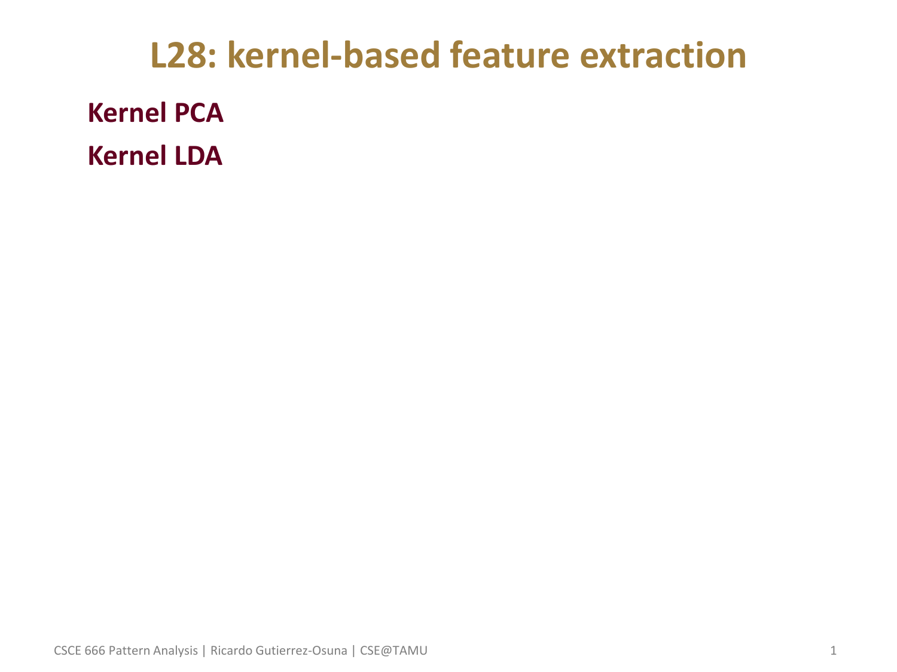# L28: kernel-based feature extraction

**Kernel PCA**

**Kernel LDA**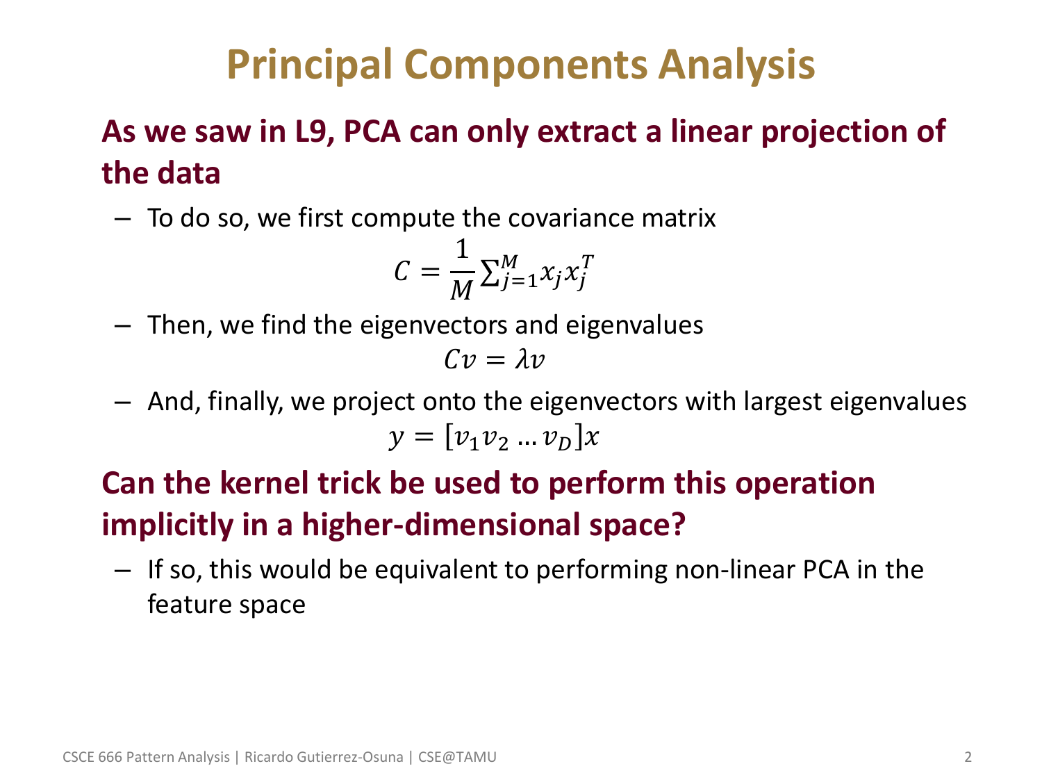# Principal Components Analysis

**As we saw in L9, PCA can only extract a linear projection of the data**

- To do so, we first compute the covariance matrix

$$C = \frac{1}{M} \sum_{j=1}^{M} x_j x_j^T$$

- Then, we find the eigenvectors and eigenvalues

$$Cv = \lambda v$$

- And, finally, we project onto the eigenvectors with largest eigenvalues

$$y = [v_1 v_2 \ldots v_D] x$$

**Can the kernel trick be used to perform this operation implicitly in a higher-dimensional space?**

- If so, this would be equivalent to performing non-linear PCA in the feature space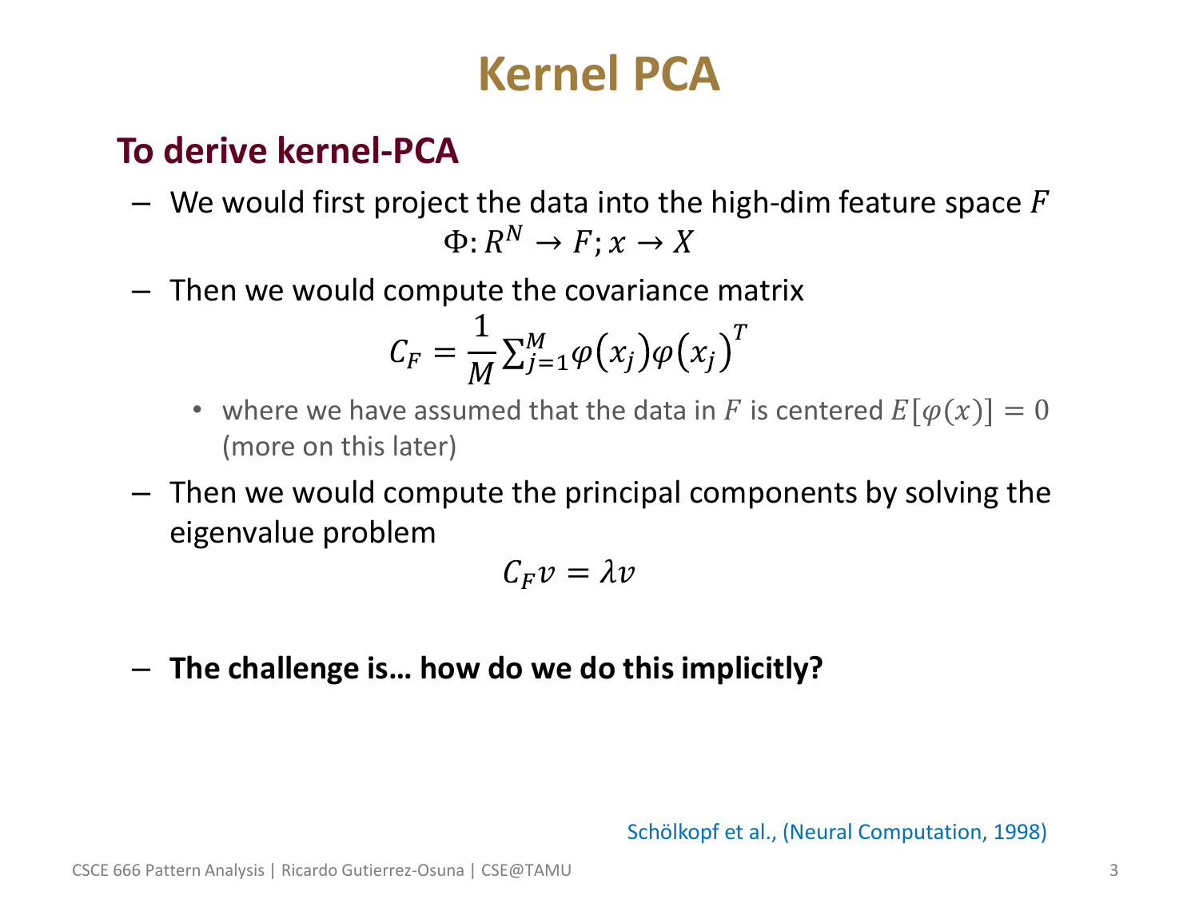# Kernel PCA

## To derive kernel-PCA

- We would first project the data into the high-dim feature space $F$

$$\Phi: R^N \rightarrow F; x \rightarrow X$$

- Then we would compute the covariance matrix

$$C_F = \frac{1}{M} \sum_{j=1}^{M} \varphi(x_j) \varphi(x_j)^T$$

  - where we have assumed that the data in $F$ is centered $E[\varphi(x)] = 0$ (more on this later)

- Then we would compute the principal components by solving the eigenvalue problem

$$C_F v = \lambda v$$

- **The challenge is… how do we do this implicitly?**

Schölkopf et al., (Neural Computation, 1998)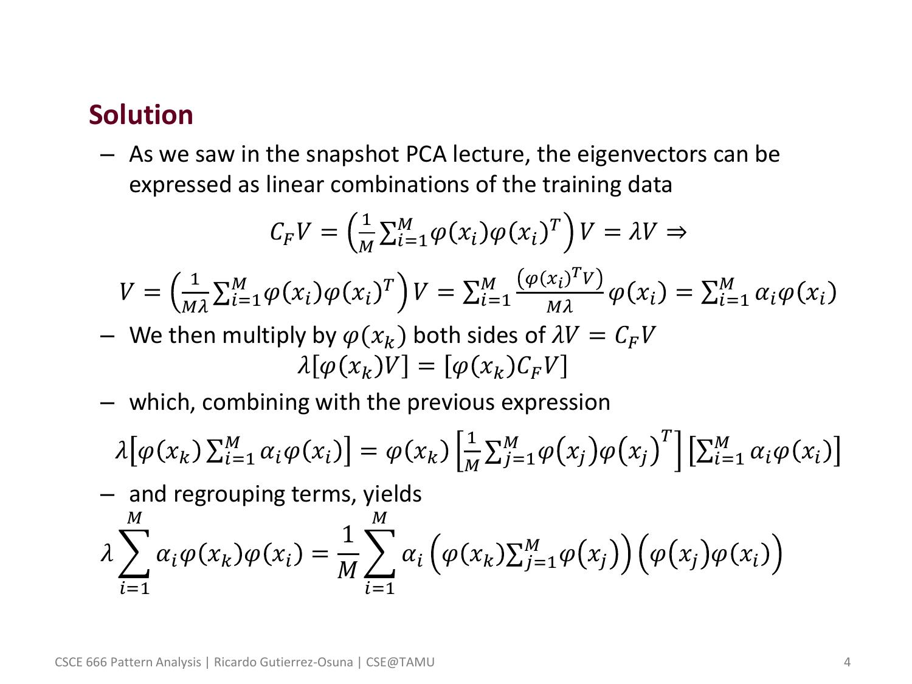## Solution

- As we saw in the snapshot PCA lecture, the eigenvectors can be expressed as linear combinations of the training data

$$C_F V = \left(\frac{1}{M}\sum_{i=1}^{M}\varphi(x_i)\varphi(x_i)^T\right)V = \lambda V \Rightarrow$$

$$V = \left(\frac{1}{M\lambda}\sum_{i=1}^{M}\varphi(x_i)\varphi(x_i)^T\right)V = \sum_{i=1}^{M}\frac{\left(\varphi(x_i)^T V\right)}{M\lambda}\varphi(x_i) = \sum_{i=1}^{M}\alpha_i\varphi(x_i)$$

- We then multiply by $\varphi(x_k)$ both sides of $\lambda V = C_F V$

$$\lambda[\varphi(x_k)V] = [\varphi(x_k)C_F V]$$

- which, combining with the previous expression

$$\lambda\left[\varphi(x_k)\sum_{i=1}^{M}\alpha_i\varphi(x_i)\right] = \varphi(x_k)\left[\frac{1}{M}\sum_{j=1}^{M}\varphi(x_j)\varphi(x_j)^T\right]\left[\sum_{i=1}^{M}\alpha_i\varphi(x_i)\right]$$

- and regrouping terms, yields

$$\lambda\sum_{i=1}^{M}\alpha_i\varphi(x_k)\varphi(x_i) = \frac{1}{M}\sum_{i=1}^{M}\alpha_i\left(\varphi(x_k)\sum_{j=1}^{M}\varphi(x_j)\right)\left(\varphi(x_j)\varphi(x_i)\right)$$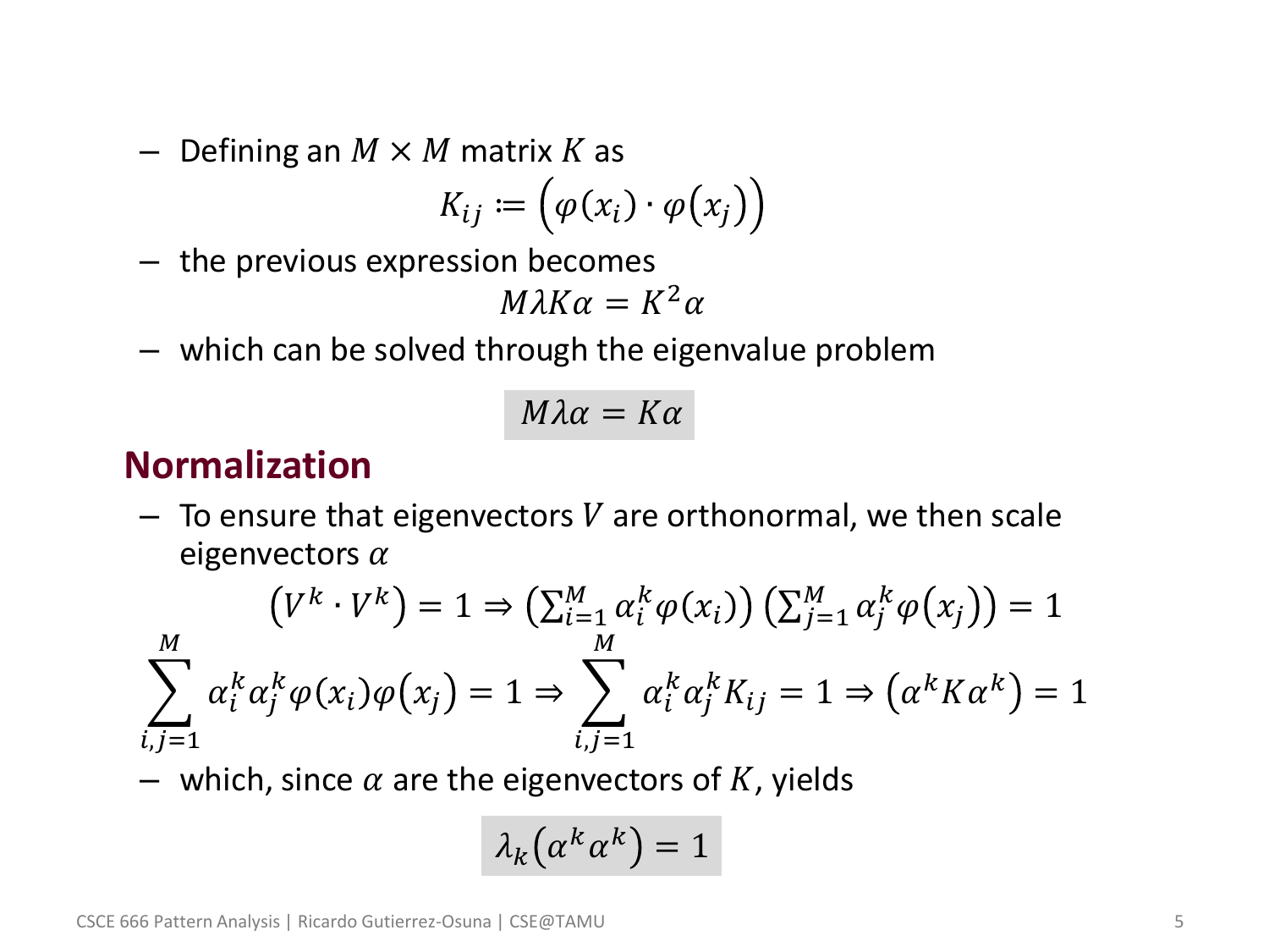- Defining an $M \times M$ matrix $K$ as

$$K_{ij} := \left(\varphi(x_i) \cdot \varphi(x_j)\right)$$

- the previous expression becomes

$$M\lambda K\alpha = K^2\alpha$$

- which can be solved through the eigenvalue problem

$$M\lambda\alpha = K\alpha$$

## Normalization

- To ensure that eigenvectors $V$ are orthonormal, we then scale eigenvectors $\alpha$

$$\left(V^k \cdot V^k\right) = 1 \Rightarrow \left(\sum_{i=1}^{M} \alpha_i^k \varphi(x_i)\right)\left(\sum_{j=1}^{M} \alpha_j^k \varphi(x_j)\right) = 1$$

$$\sum_{i,j=1}^{M} \alpha_i^k \alpha_j^k \varphi(x_i)\varphi(x_j) = 1 \Rightarrow \sum_{i,j=1}^{M} \alpha_i^k \alpha_j^k K_{ij} = 1 \Rightarrow \left(\alpha^k K \alpha^k\right) = 1$$

- which, since $\alpha$ are the eigenvectors of $K$, yields

$$\lambda_k\left(\alpha^k \alpha^k\right) = 1$$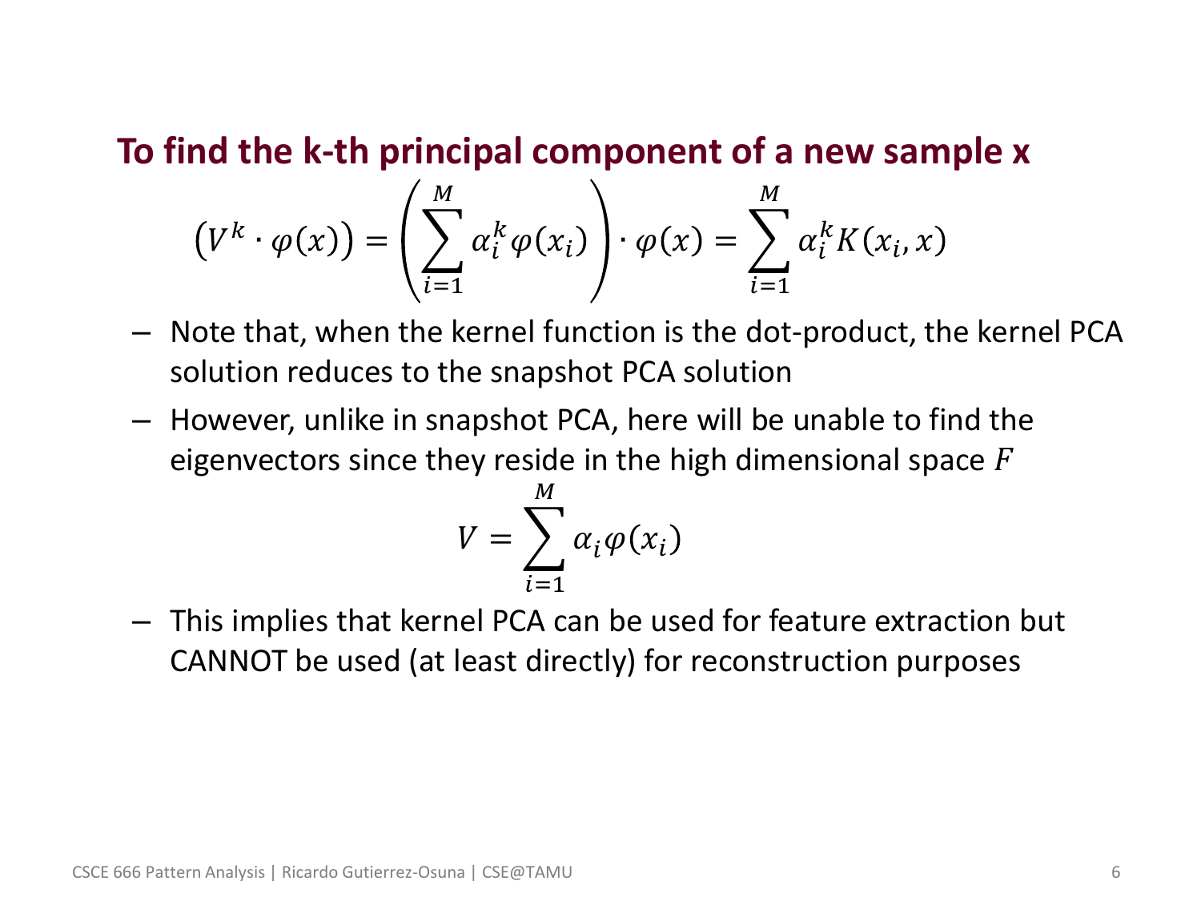### To find the k-th principal component of a new sample x

$$\left(V^k \cdot \varphi(x)\right) = \left(\sum_{i=1}^{M} \alpha_i^k \varphi(x_i)\right) \cdot \varphi(x) = \sum_{i=1}^{M} \alpha_i^k K(x_i, x)$$

- Note that, when the kernel function is the dot-product, the kernel PCA solution reduces to the snapshot PCA solution
- However, unlike in snapshot PCA, here will be unable to find the eigenvectors since they reside in the high dimensional space $F$

$$V = \sum_{i=1}^{M} \alpha_i \varphi(x_i)$$

- This implies that kernel PCA can be used for feature extraction but CANNOT be used (at least directly) for reconstruction purposes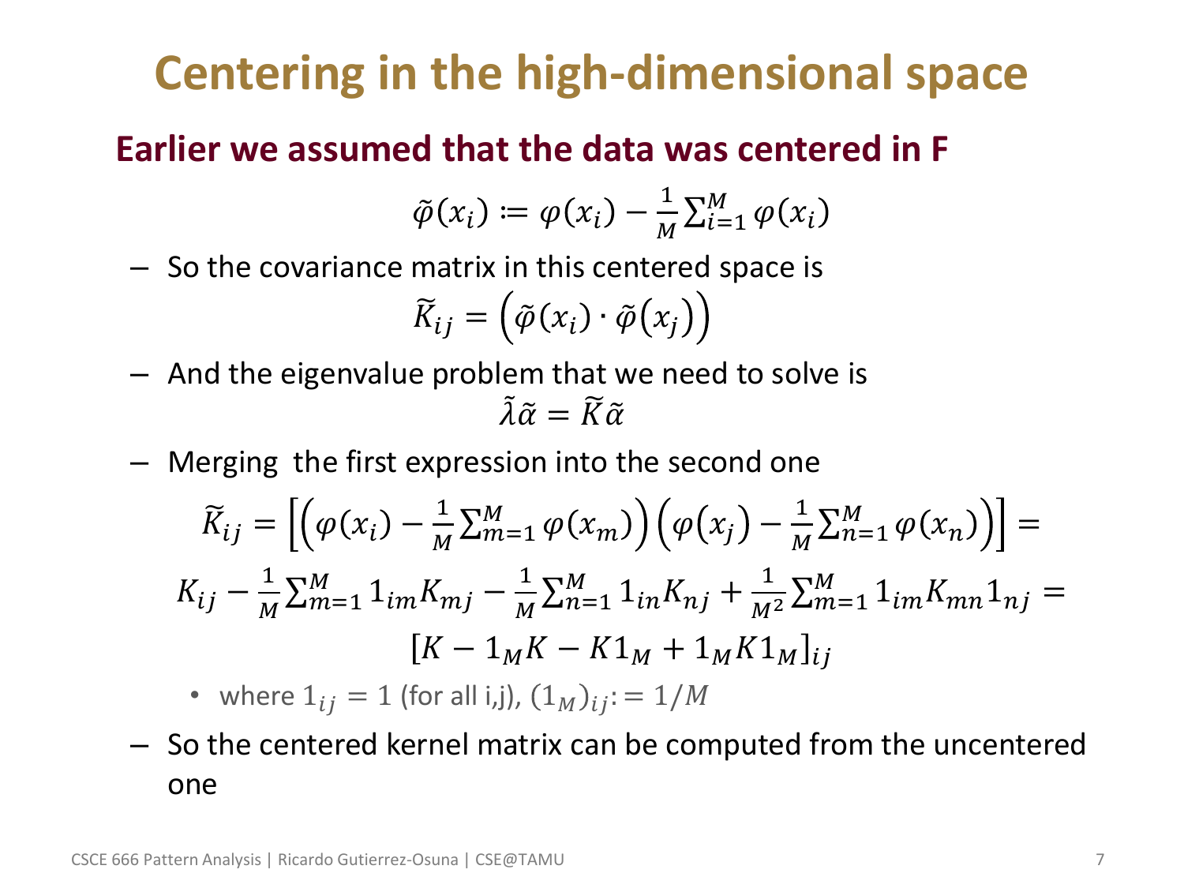# Centering in the high-dimensional space

**Earlier we assumed that the data was centered in F**

$$\tilde{\varphi}(x_i) \coloneqq \varphi(x_i) - \frac{1}{M}\sum_{i=1}^{M} \varphi(x_i)$$

– So the covariance matrix in this centered space is

$$\widetilde{K}_{ij} = \left(\tilde{\varphi}(x_i) \cdot \tilde{\varphi}(x_j)\right)$$

– And the eigenvalue problem that we need to solve is

$$\tilde{\lambda}\tilde{\alpha} = \widetilde{K}\tilde{\alpha}$$

– Merging the first expression into the second one

$$\widetilde{K}_{ij} = \left[\left(\varphi(x_i) - \frac{1}{M}\sum_{m=1}^{M} \varphi(x_m)\right)\left(\varphi(x_j) - \frac{1}{M}\sum_{n=1}^{M} \varphi(x_n)\right)\right] =$$

$$K_{ij} - \frac{1}{M}\sum_{m=1}^{M} 1_{im}K_{mj} - \frac{1}{M}\sum_{n=1}^{M} 1_{in}K_{nj} + \frac{1}{M^2}\sum_{m=1}^{M} 1_{im}K_{mn}1_{nj} =$$

$$\left[K - 1_M K - K 1_M + 1_M K 1_M\right]_{ij}$$

- where $1_{ij} = 1$ (for all i,j), $(1_M)_{ij} := 1/M$

– So the centered kernel matrix can be computed from the uncentered one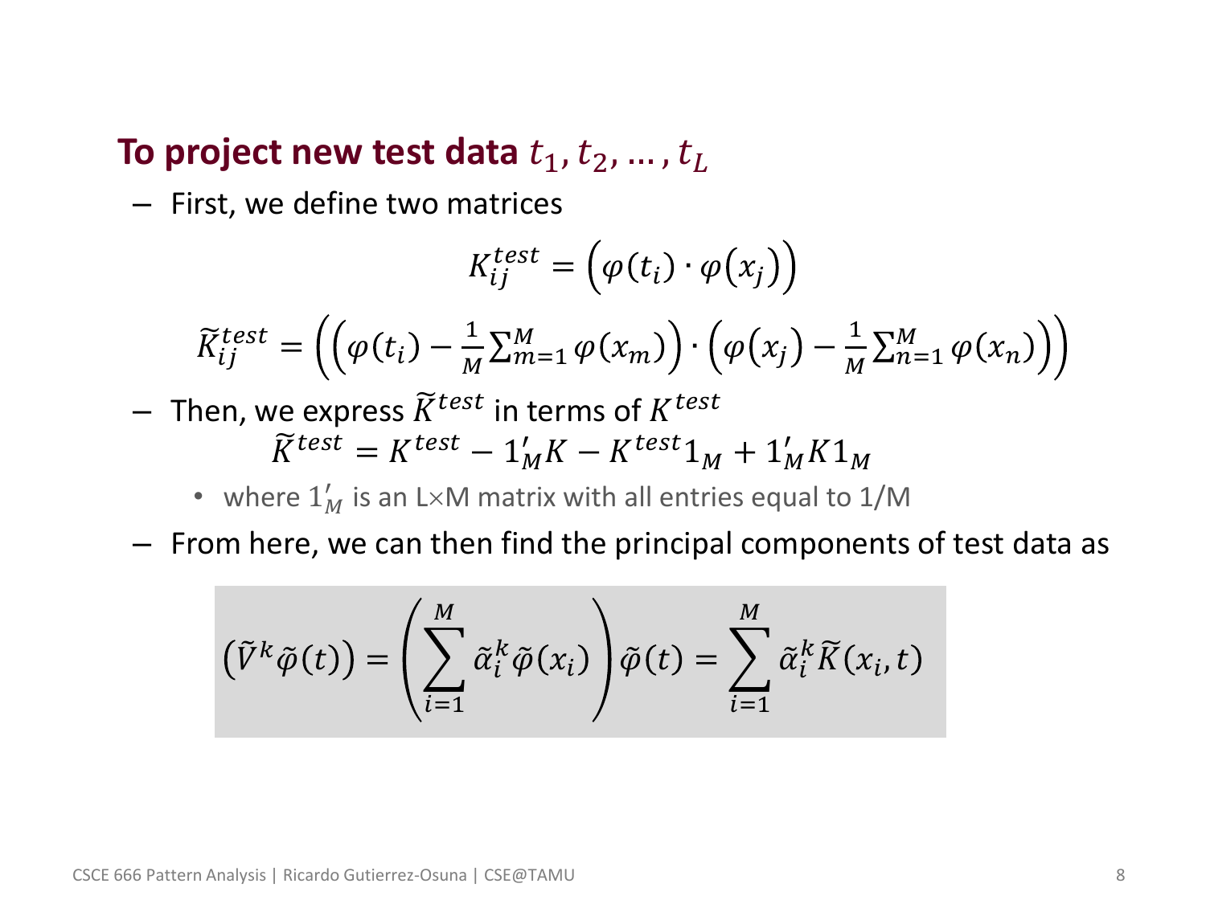## To project new test data $t_1, t_2, \dots, t_L$

- First, we define two matrices

$$K_{ij}^{test} = \left(\varphi(t_i) \cdot \varphi(x_j)\right)$$

$$\widetilde{K}_{ij}^{test} = \left(\left(\varphi(t_i) - \frac{1}{M}\sum_{m=1}^{M}\varphi(x_m)\right) \cdot \left(\varphi(x_j) - \frac{1}{M}\sum_{n=1}^{M}\varphi(x_n)\right)\right)$$

- Then, we express $\widetilde{K}^{test}$ in terms of $K^{test}$

$$\widetilde{K}^{test} = K^{test} - 1'_M K - K^{test} 1_M + 1'_M K 1_M$$

  - where $1'_M$ is an L×M matrix with all entries equal to 1/M

- From here, we can then find the principal components of test data as

$$\left(\tilde{V}^k \tilde{\varphi}(t)\right) = \left(\sum_{i=1}^{M} \tilde{\alpha}_i^k \tilde{\varphi}(x_i)\right) \tilde{\varphi}(t) = \sum_{i=1}^{M} \tilde{\alpha}_i^k \widetilde{K}(x_i, t)$$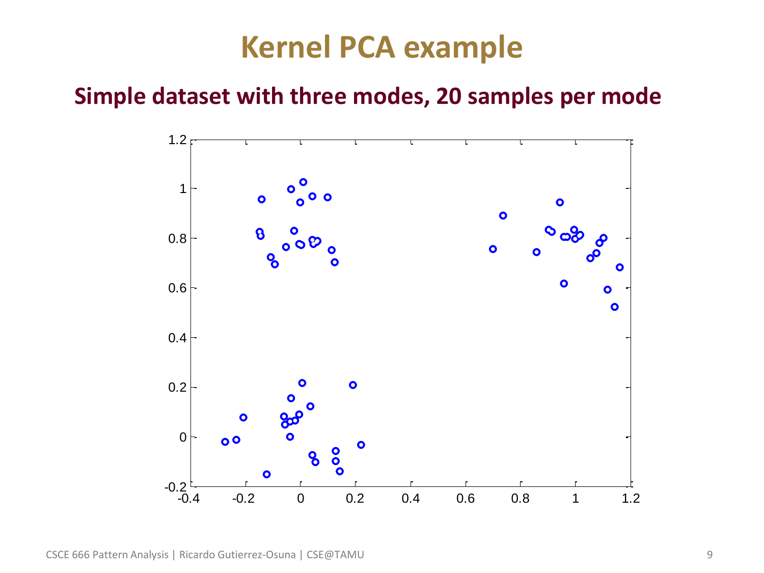# Kernel PCA example

## Simple dataset with three modes, 20 samples per mode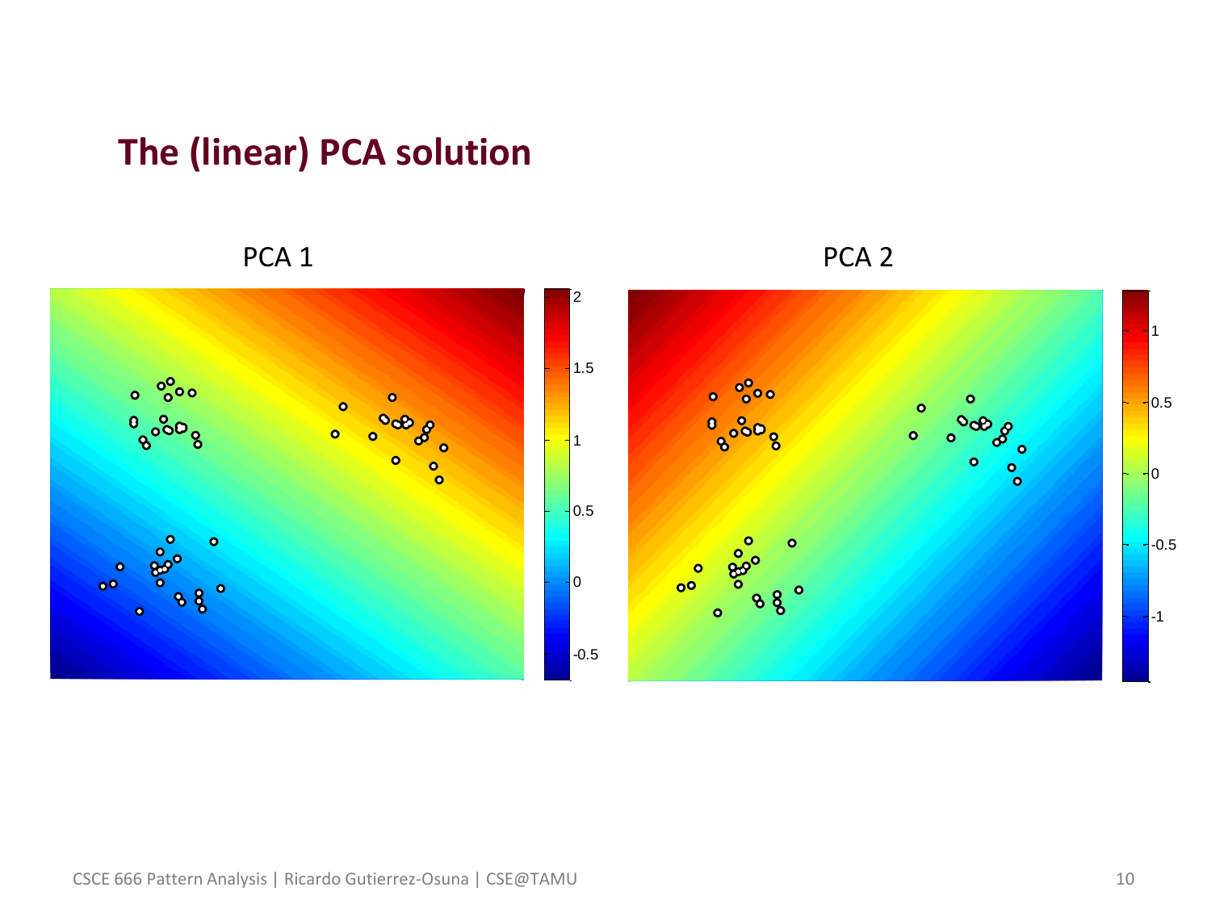# The (linear) PCA solution

PCA 1

PCA 2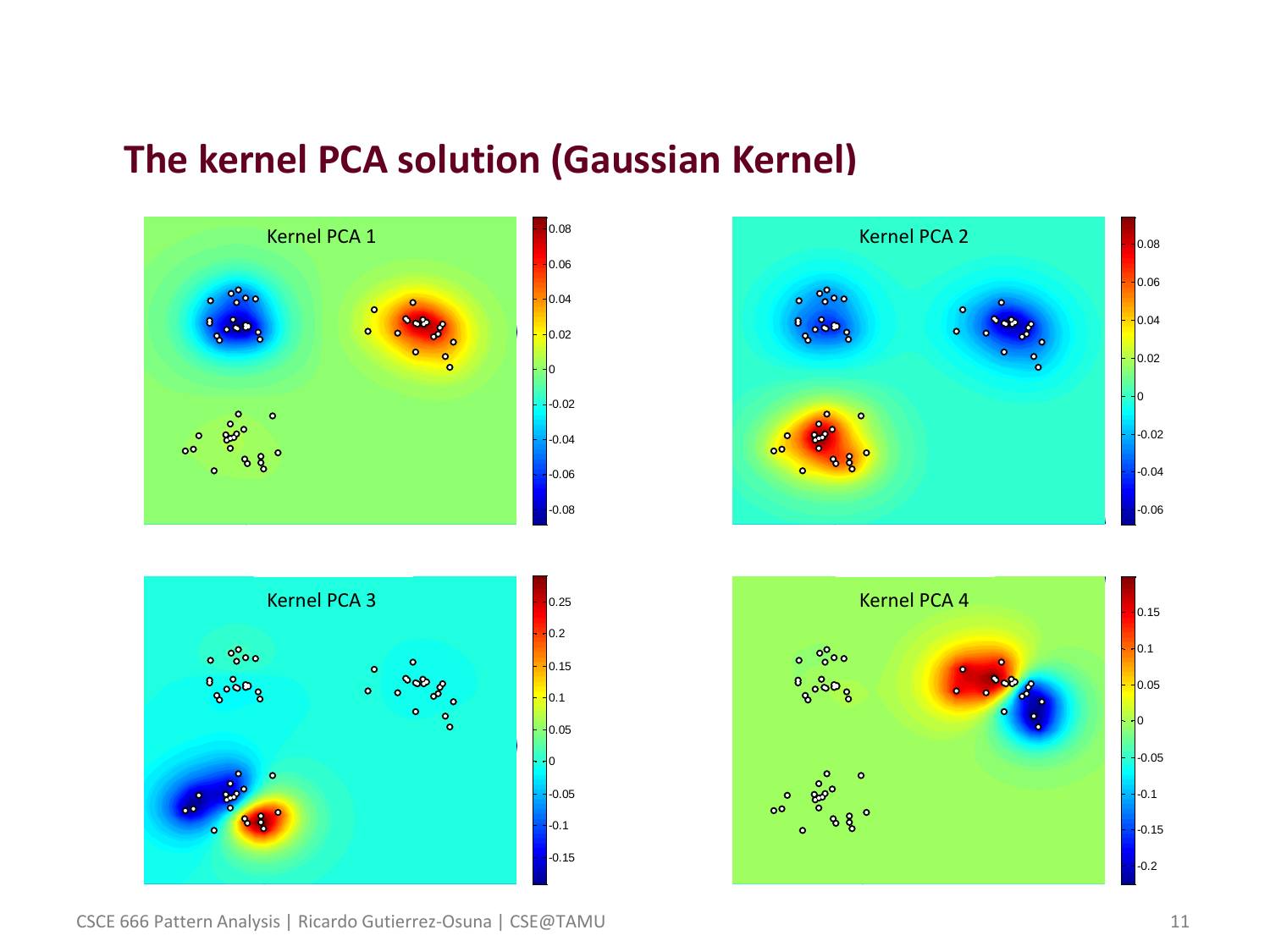# The kernel PCA solution (Gaussian Kernel)

Kernel PCA 1

Kernel PCA 2

Kernel PCA 3

Kernel PCA 4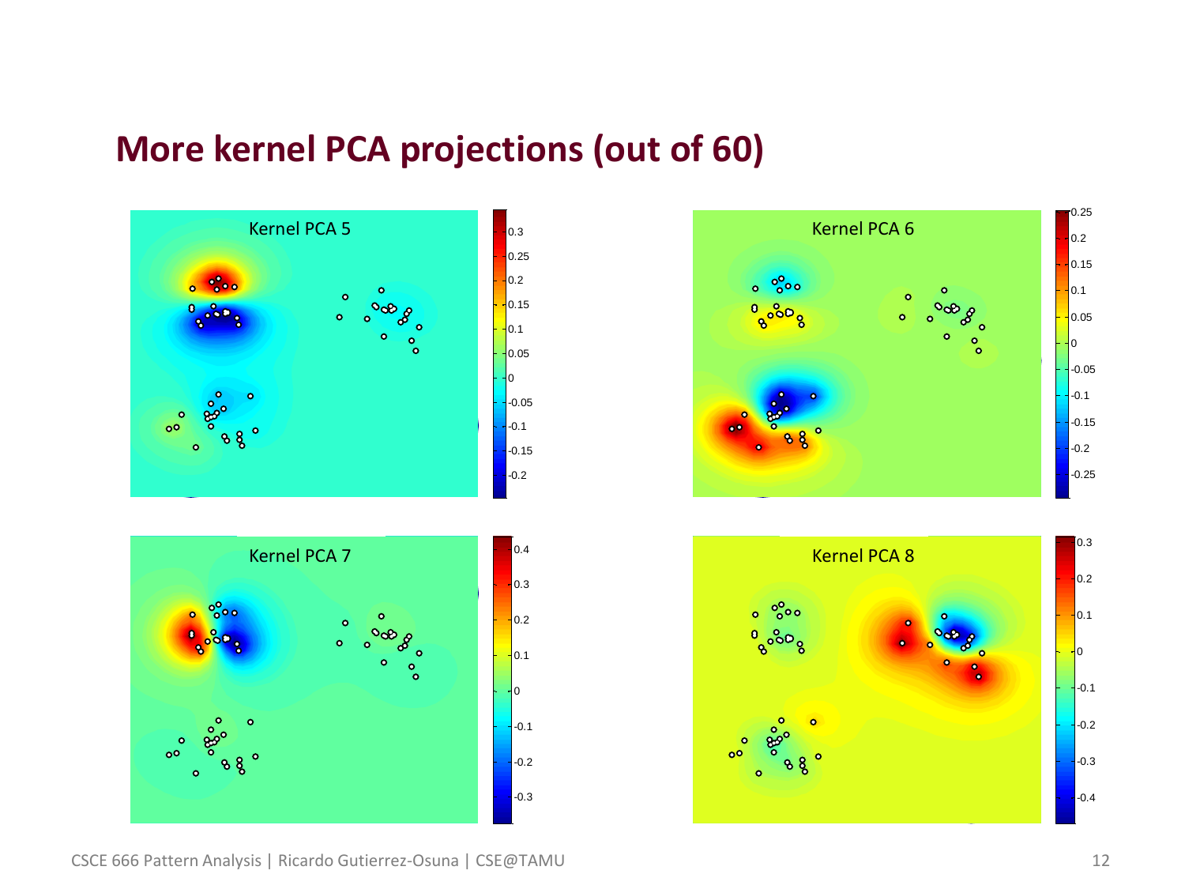## More kernel PCA projections (out of 60)

Kernel PCA 5

Kernel PCA 6

Kernel PCA 7

Kernel PCA 8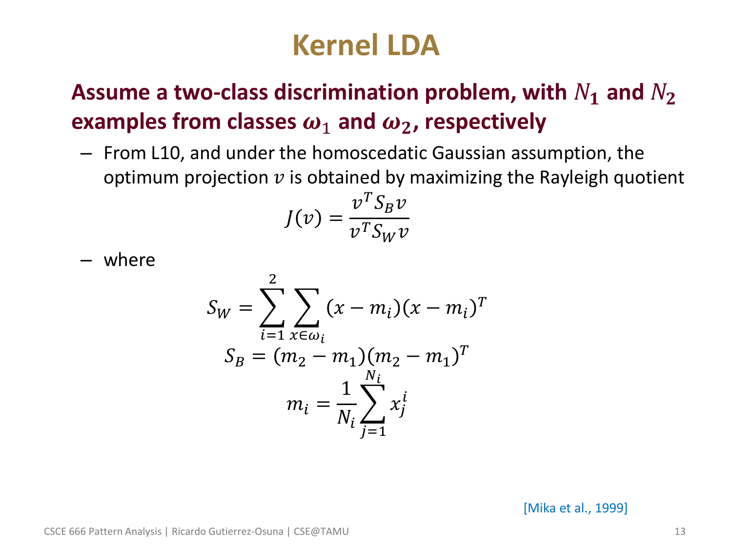# Kernel LDA

## Assume a two-class discrimination problem, with $N_1$ and $N_2$ examples from classes $\omega_1$ and $\omega_2$, respectively

- From L10, and under the homoscedatic Gaussian assumption, the optimum projection $v$ is obtained by maximizing the Rayleigh quotient

$$J(v) = \frac{v^T S_B v}{v^T S_W v}$$

- where

$$S_W = \sum_{i=1}^{2} \sum_{x \in \omega_i} (x - m_i)(x - m_i)^T$$

$$S_B = (m_2 - m_1)(m_2 - m_1)^T$$

$$m_i = \frac{1}{N_i} \sum_{j=1}^{N_i} x_j^i$$

[Mika et al., 1999]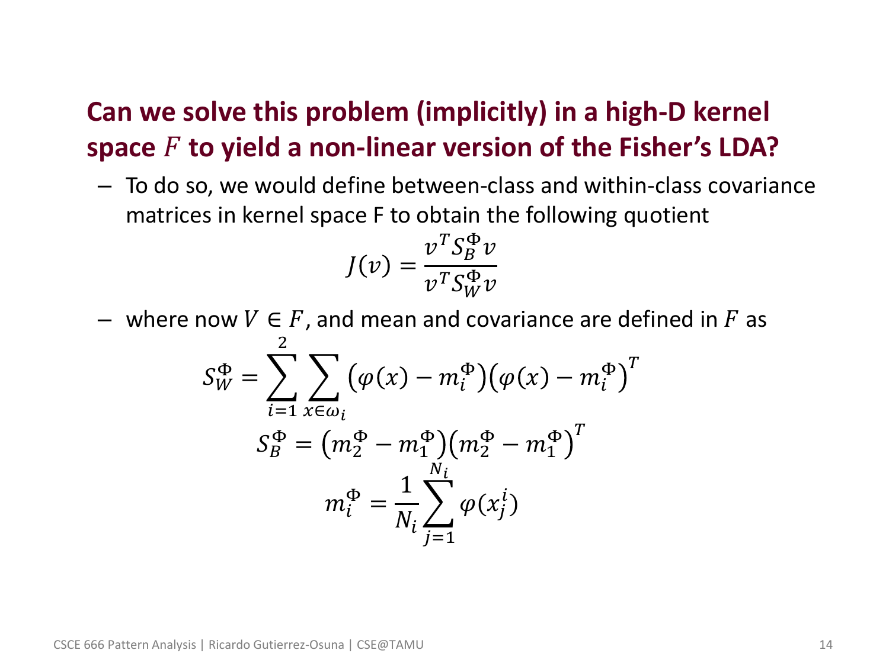## Can we solve this problem (implicitly) in a high-D kernel space $F$ to yield a non-linear version of the Fisher's LDA?

- To do so, we would define between-class and within-class covariance matrices in kernel space F to obtain the following quotient

$$J(v) = \frac{v^T S_B^\Phi v}{v^T S_W^\Phi v}$$

- where now $V \in F$, and mean and covariance are defined in $F$ as

$$S_W^\Phi = \sum_{i=1}^{2} \sum_{x \in \omega_i} \left(\varphi(x) - m_i^\Phi\right)\left(\varphi(x) - m_i^\Phi\right)^T$$

$$S_B^\Phi = \left(m_2^\Phi - m_1^\Phi\right)\left(m_2^\Phi - m_1^\Phi\right)^T$$

$$m_i^\Phi = \frac{1}{N_i} \sum_{j=1}^{N_i} \varphi(x_j^i)$$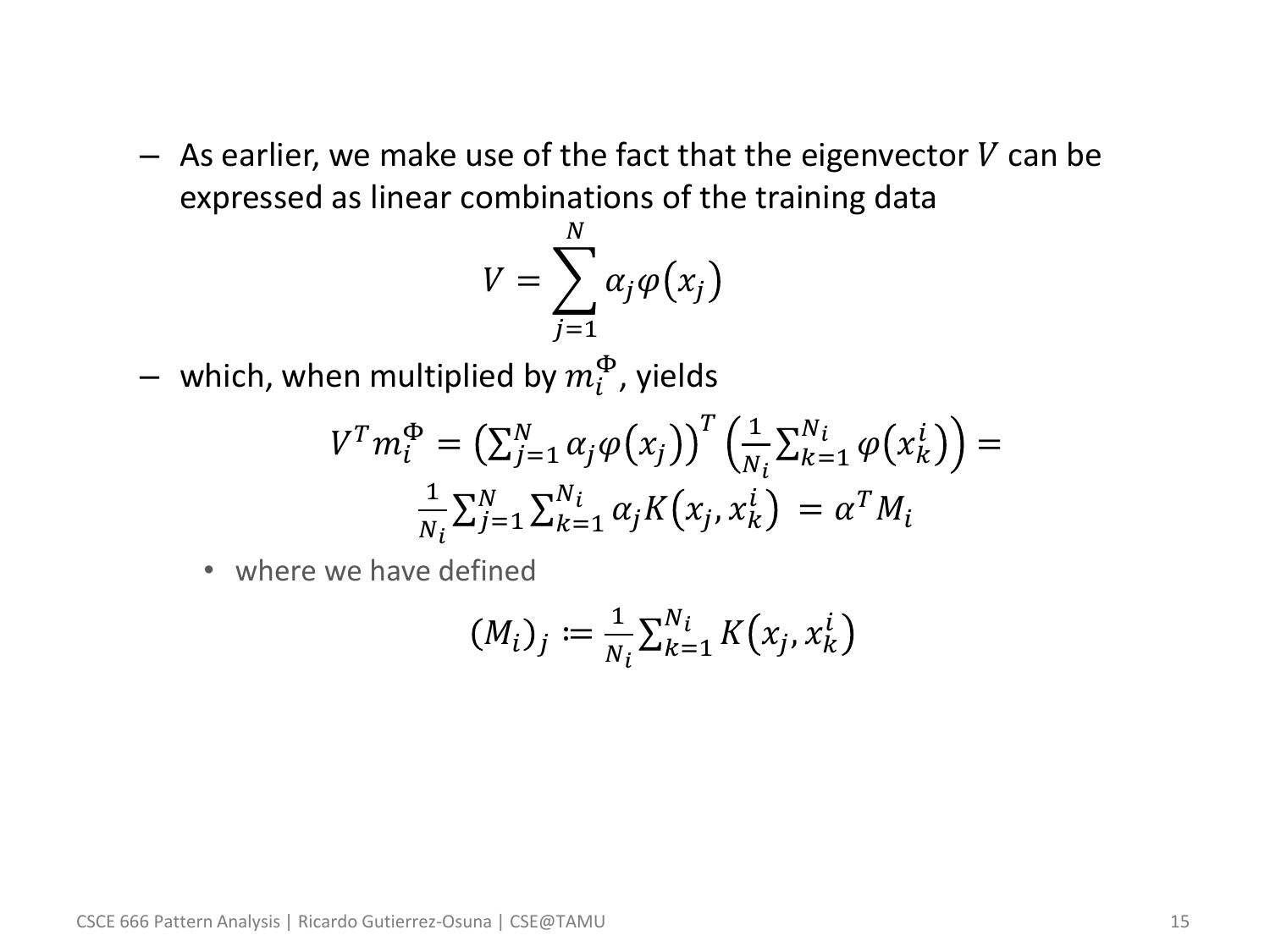- As earlier, we make use of the fact that the eigenvector $V$ can be expressed as linear combinations of the training data

$$V = \sum_{j=1}^{N} \alpha_j \varphi(x_j)$$

- which, when multiplied by $m_i^{\Phi}$, yields

$$V^T m_i^{\Phi} = \left(\sum_{j=1}^{N} \alpha_j \varphi(x_j)\right)^T \left(\frac{1}{N_i}\sum_{k=1}^{N_i} \varphi(x_k^i)\right) =$$

$$\frac{1}{N_i}\sum_{j=1}^{N}\sum_{k=1}^{N_i} \alpha_j K(x_j, x_k^i) = \alpha^T M_i$$

  - where we have defined

$$(M_i)_j := \frac{1}{N_i}\sum_{k=1}^{N_i} K(x_j, x_k^i)$$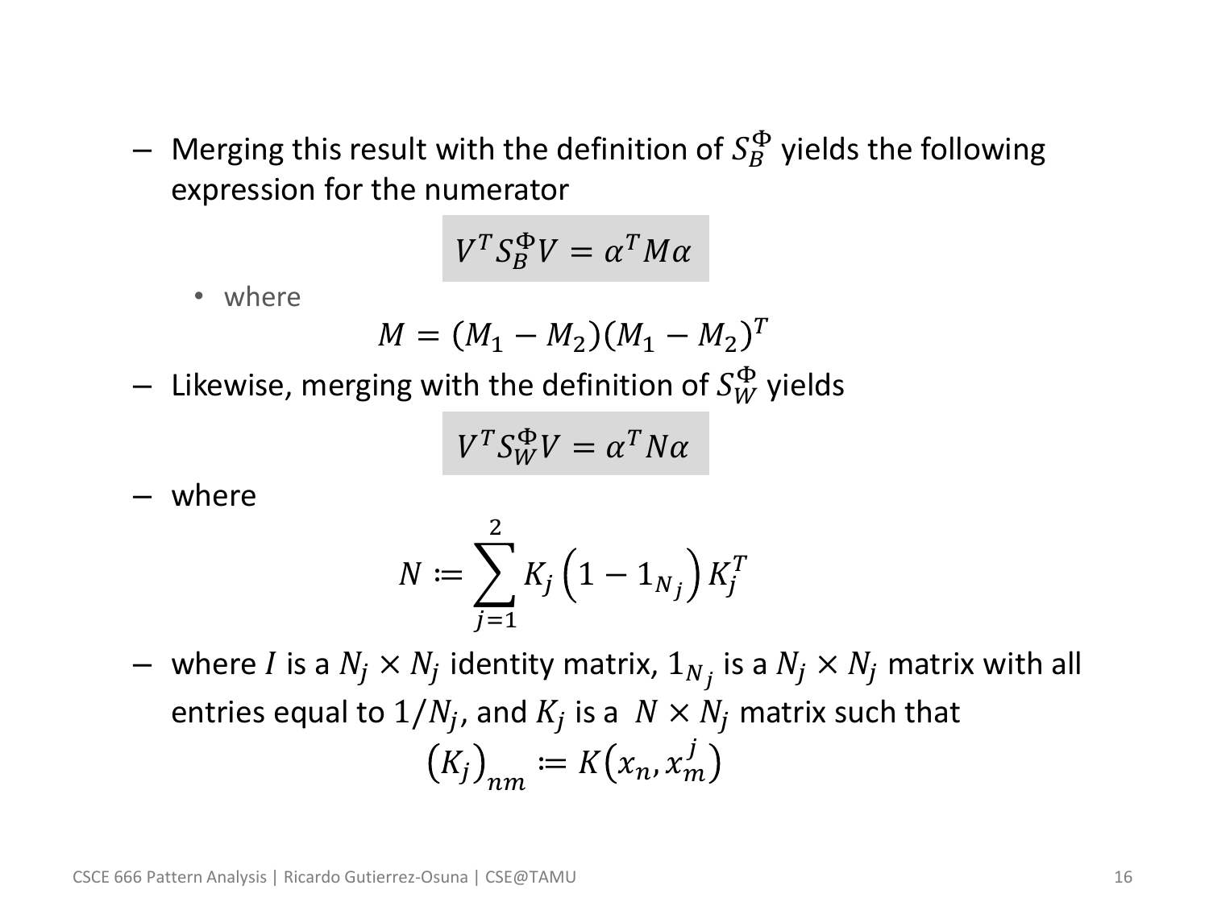- Merging this result with the definition of $S_B^\Phi$ yields the following expression for the numerator

$$V^T S_B^\Phi V = \alpha^T M \alpha$$

  - where

$$M = (M_1 - M_2)(M_1 - M_2)^T$$

- Likewise, merging with the definition of $S_W^\Phi$ yields

$$V^T S_W^\Phi V = \alpha^T N \alpha$$

- where

$$N \coloneqq \sum_{j=1}^{2} K_j \left(1 - 1_{N_j}\right) K_j^T$$

- where $I$ is a $N_j \times N_j$ identity matrix, $1_{N_j}$ is a $N_j \times N_j$ matrix with all entries equal to $1/N_j$, and $K_j$ is a $N \times N_j$ matrix such that

$$\left(K_j\right)_{nm} \coloneqq K\left(x_n, x_m^j\right)$$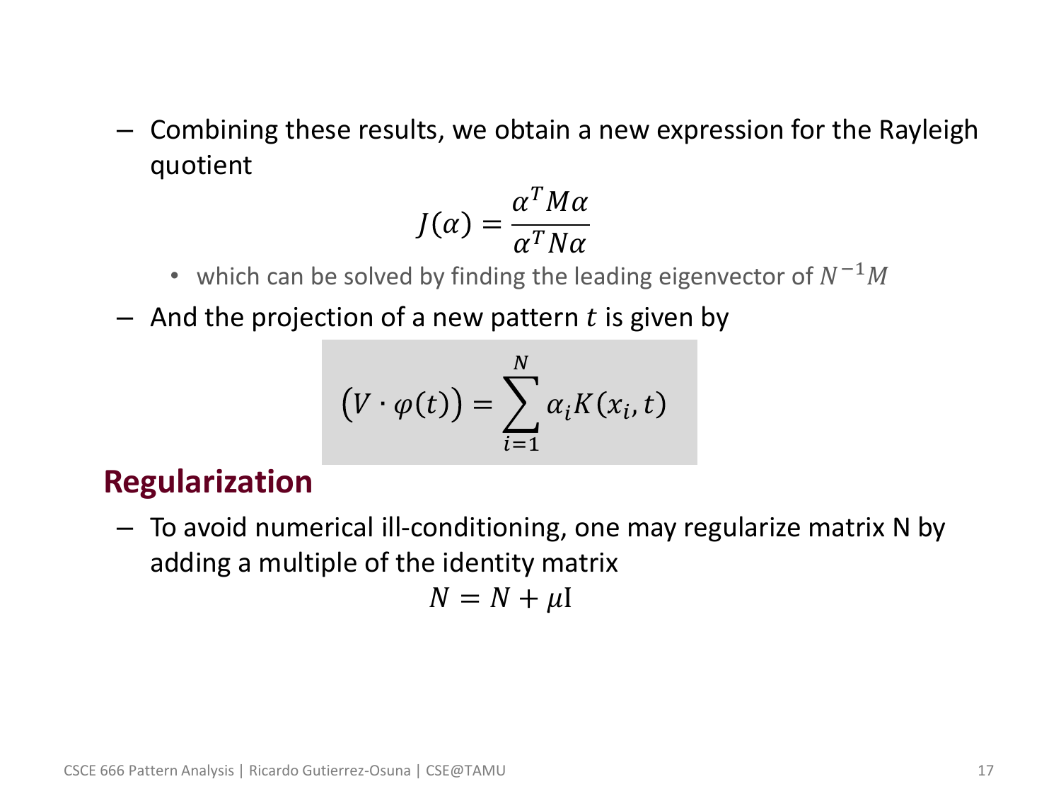- Combining these results, we obtain a new expression for the Rayleigh quotient

$$J(\alpha) = \frac{\alpha^T M \alpha}{\alpha^T N \alpha}$$

  - which can be solved by finding the leading eigenvector of $N^{-1}M$

- And the projection of a new pattern $t$ is given by

$$\left(V \cdot \varphi(t)\right) = \sum_{i=1}^{N} \alpha_i K(x_i, t)$$

## Regularization

- To avoid numerical ill-conditioning, one may regularize matrix N by adding a multiple of the identity matrix

$$N = N + \mu \mathrm{I}$$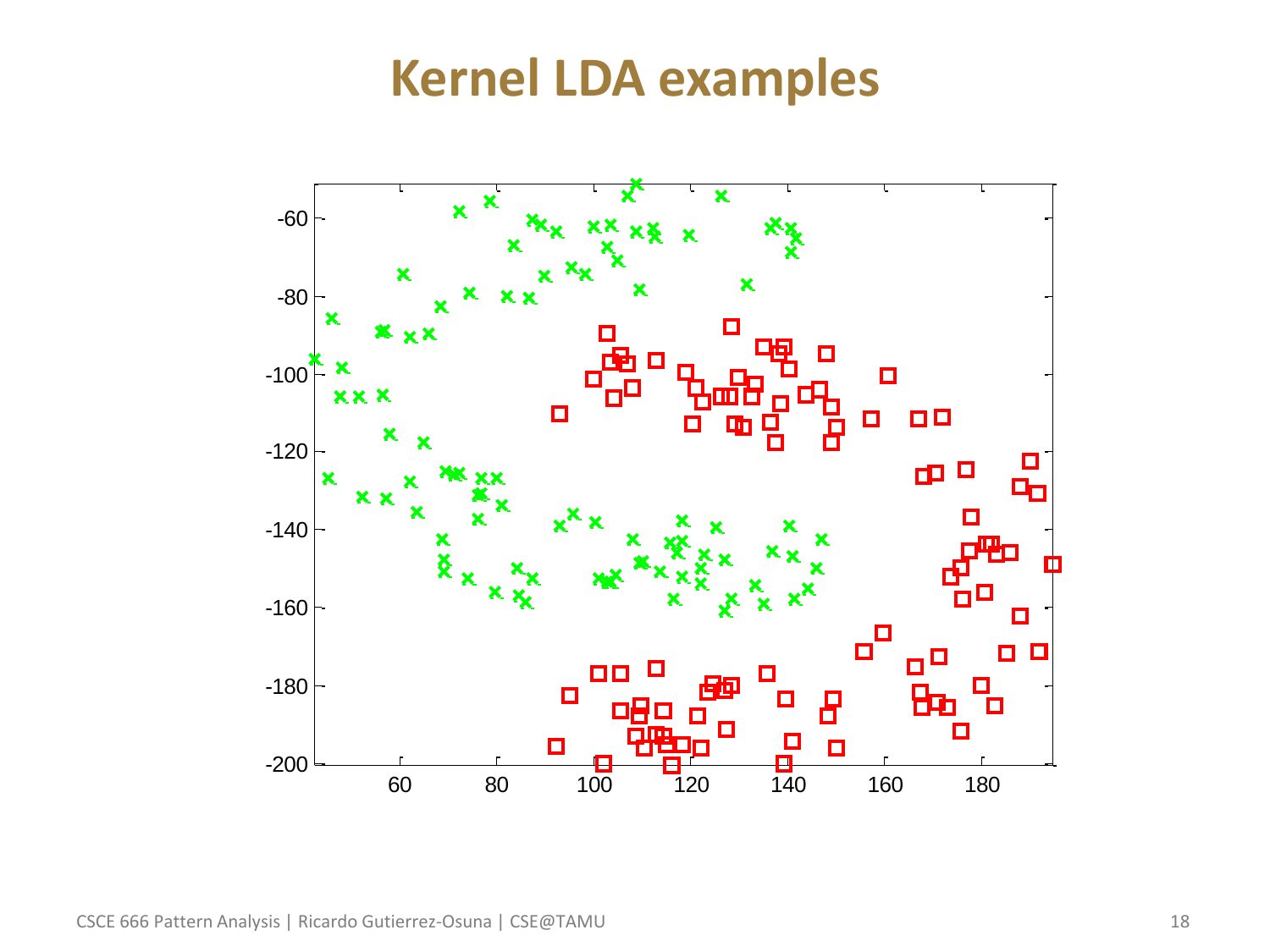# Kernel LDA examples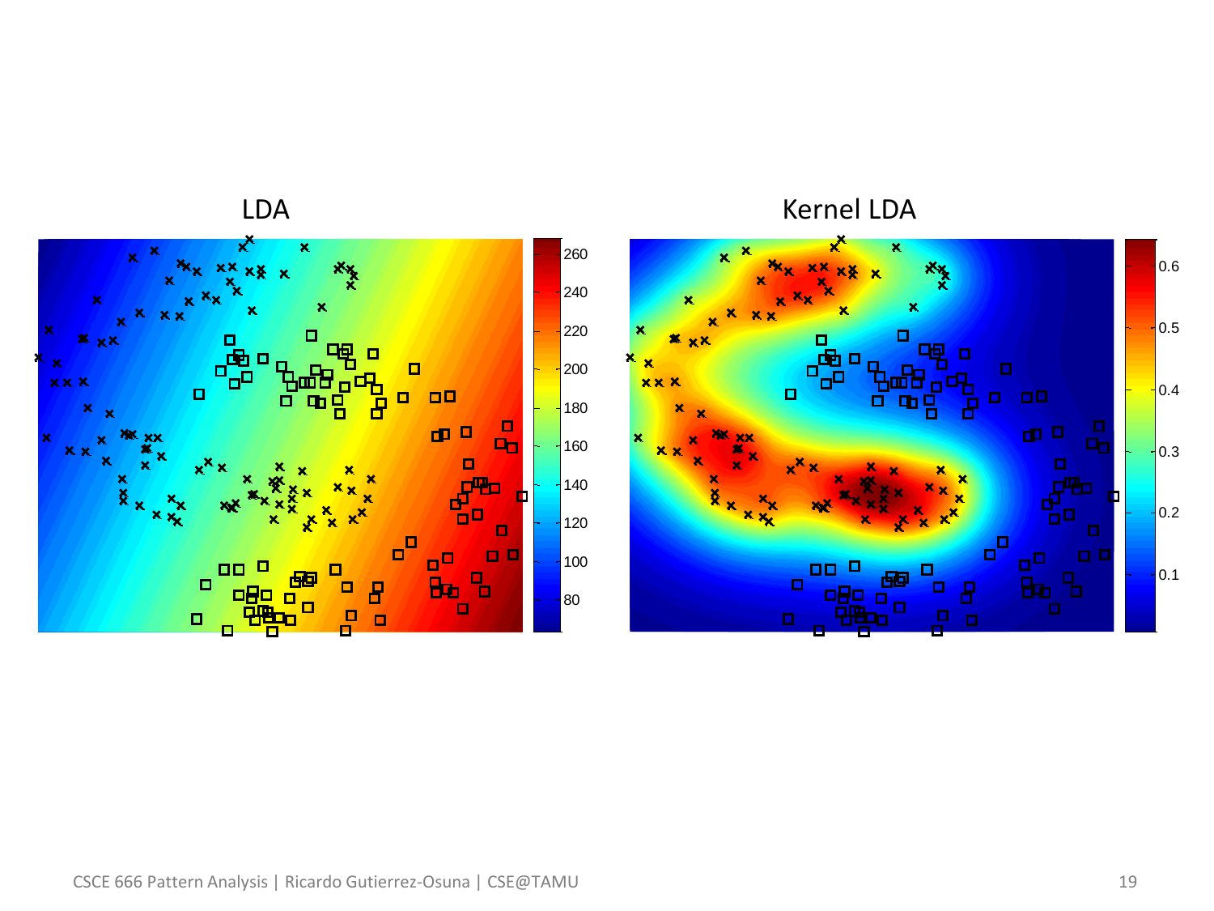LDA

Kernel LDA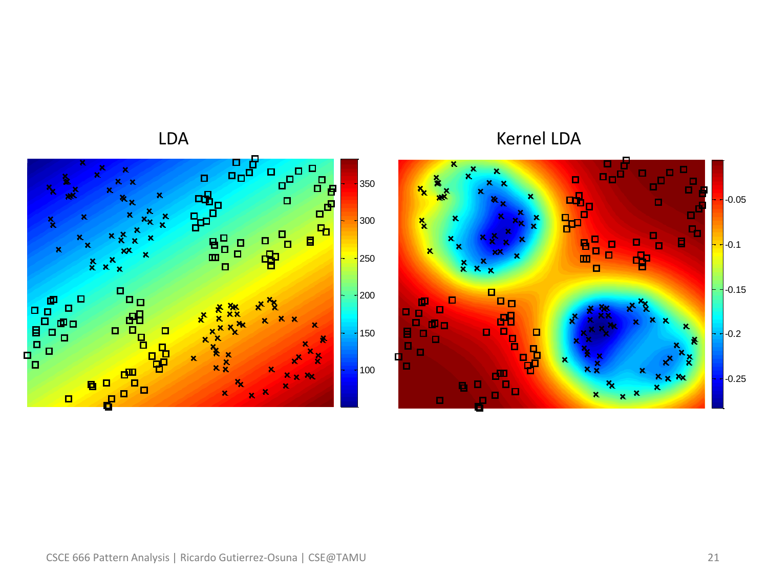LDA

350
300
250
200
150
100

Kernel LDA

-0.05
-0.1
-0.15
-0.2
-0.25